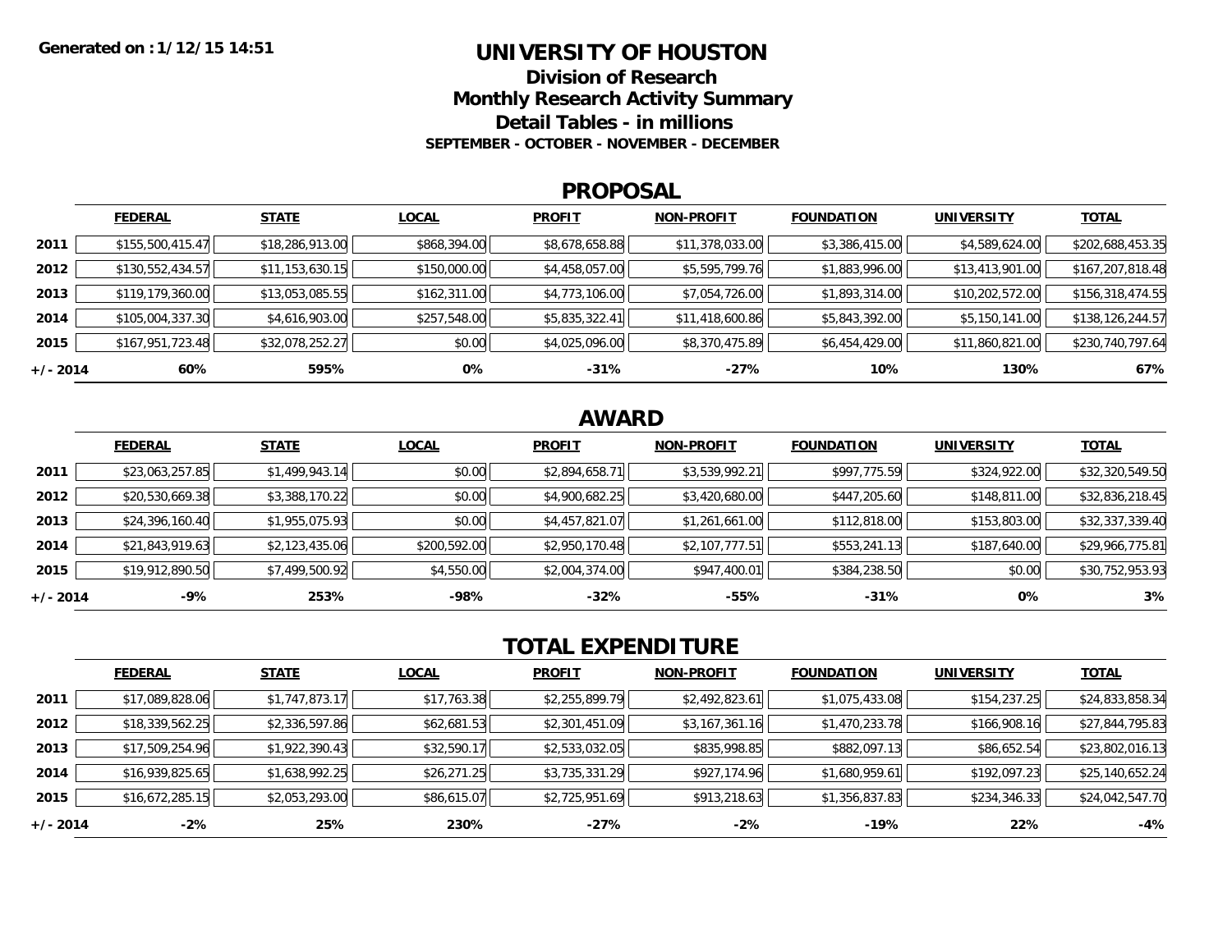**Generated on : 1/12/15 14:51**

# UNIVERSITY OF HOUSTON

## Division of Research

## Monthly Research Activity Summary

## Detail Tables - in millions

**SEPTEMBER - OCTOBER - NOVEMBER - DECEMBER**

## PROPOSAL

| | FEDERAL | STATE | LOCAL | PROFIT | NON-PROFIT | FOUNDATION | UNIVERSITY | TOTAL |
|---|---|---|---|---|---|---|---|---|
| **2011** | $155,500,415.47 | $18,286,913.00 | $868,394.00 | $8,678,658.88 | $11,378,033.00 | $3,386,415.00 | $4,589,624.00 | $202,688,453.35 |
| **2012** | $130,552,434.57 | $11,153,630.15 | $150,000.00 | $4,458,057.00 | $5,595,799.76 | $1,883,996.00 | $13,413,901.00 | $167,207,818.48 |
| **2013** | $119,179,360.00 | $13,053,085.55 | $162,311.00 | $4,773,106.00 | $7,054,726.00 | $1,893,314.00 | $10,202,572.00 | $156,318,474.55 |
| **2014** | $105,004,337.30 | $4,616,903.00 | $257,548.00 | $5,835,322.41 | $11,418,600.86 | $5,843,392.00 | $5,150,141.00 | $138,126,244.57 |
| **2015** | $167,951,723.48 | $32,078,252.27 | $0.00 | $4,025,096.00 | $8,370,475.89 | $6,454,429.00 | $11,860,821.00 | $230,740,797.64 |
| **+/- 2014** | **60%** | **595%** | **0%** | **-31%** | **-27%** | **10%** | **130%** | **67%** |

## AWARD

| | FEDERAL | STATE | LOCAL | PROFIT | NON-PROFIT | FOUNDATION | UNIVERSITY | TOTAL |
|---|---|---|---|---|---|---|---|---|
| **2011** | $23,063,257.85 | $1,499,943.14 | $0.00 | $2,894,658.71 | $3,539,992.21 | $997,775.59 | $324,922.00 | $32,320,549.50 |
| **2012** | $20,530,669.38 | $3,388,170.22 | $0.00 | $4,900,682.25 | $3,420,680.00 | $447,205.60 | $148,811.00 | $32,836,218.45 |
| **2013** | $24,396,160.40 | $1,955,075.93 | $0.00 | $4,457,821.07 | $1,261,661.00 | $112,818.00 | $153,803.00 | $32,337,339.40 |
| **2014** | $21,843,919.63 | $2,123,435.06 | $200,592.00 | $2,950,170.48 | $2,107,777.51 | $553,241.13 | $187,640.00 | $29,966,775.81 |
| **2015** | $19,912,890.50 | $7,499,500.92 | $4,550.00 | $2,004,374.00 | $947,400.01 | $384,238.50 | $0.00 | $30,752,953.93 |
| **+/- 2014** | **-9%** | **253%** | **-98%** | **-32%** | **-55%** | **-31%** | **0%** | **3%** |

## TOTAL EXPENDITURE

| | FEDERAL | STATE | LOCAL | PROFIT | NON-PROFIT | FOUNDATION | UNIVERSITY | TOTAL |
|---|---|---|---|---|---|---|---|---|
| **2011** | $17,089,828.06 | $1,747,873.17 | $17,763.38 | $2,255,899.79 | $2,492,823.61 | $1,075,433.08 | $154,237.25 | $24,833,858.34 |
| **2012** | $18,339,562.25 | $2,336,597.86 | $62,681.53 | $2,301,451.09 | $3,167,361.16 | $1,470,233.78 | $166,908.16 | $27,844,795.83 |
| **2013** | $17,509,254.96 | $1,922,390.43 | $32,590.17 | $2,533,032.05 | $835,998.85 | $882,097.13 | $86,652.54 | $23,802,016.13 |
| **2014** | $16,939,825.65 | $1,638,992.25 | $26,271.25 | $3,735,331.29 | $927,174.96 | $1,680,959.61 | $192,097.23 | $25,140,652.24 |
| **2015** | $16,672,285.15 | $2,053,293.00 | $86,615.07 | $2,725,951.69 | $913,218.63 | $1,356,837.83 | $234,346.33 | $24,042,547.70 |
| **+/- 2014** | **-2%** | **25%** | **230%** | **-27%** | **-2%** | **-19%** | **22%** | **-4%** |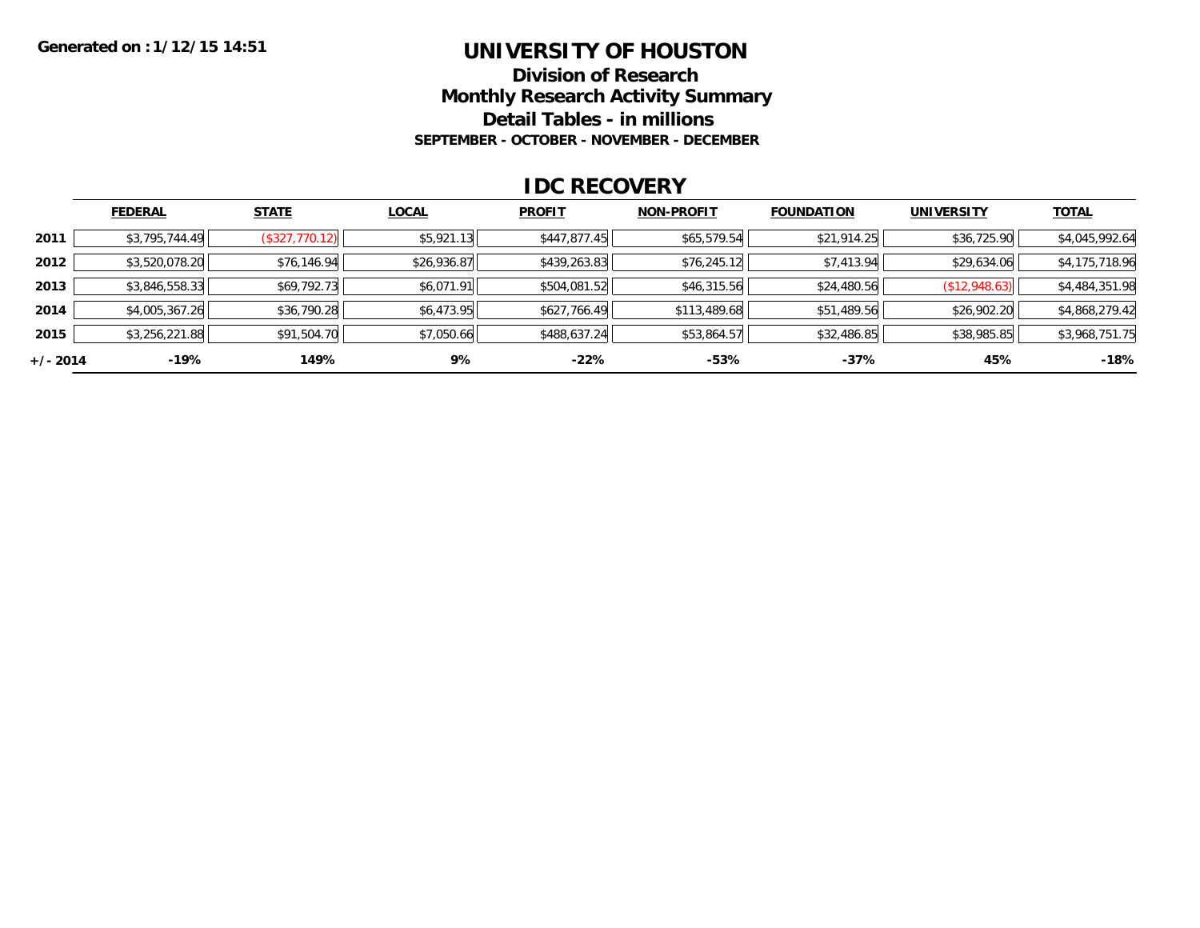Generated on : 1/12/15 14:51

# UNIVERSITY OF HOUSTON

## Division of Research

## Monthly Research Activity Summary

## Detail Tables - in millions

### SEPTEMBER - OCTOBER - NOVEMBER - DECEMBER

## IDC RECOVERY

| | FEDERAL | STATE | LOCAL | PROFIT | NON-PROFIT | FOUNDATION | UNIVERSITY | TOTAL |
|---|---|---|---|---|---|---|---|---|
| **2011** | $3,795,744.49 | ($327,770.12) | $5,921.13 | $447,877.45 | $65,579.54 | $21,914.25 | $36,725.90 | $4,045,992.64 |
| **2012** | $3,520,078.20 | $76,146.94 | $26,936.87 | $439,263.83 | $76,245.12 | $7,413.94 | $29,634.06 | $4,175,718.96 |
| **2013** | $3,846,558.33 | $69,792.73 | $6,071.91 | $504,081.52 | $46,315.56 | $24,480.56 | ($12,948.63) | $4,484,351.98 |
| **2014** | $4,005,367.26 | $36,790.28 | $6,473.95 | $627,766.49 | $113,489.68 | $51,489.56 | $26,902.20 | $4,868,279.42 |
| **2015** | $3,256,221.88 | $91,504.70 | $7,050.66 | $488,637.24 | $53,864.57 | $32,486.85 | $38,985.85 | $3,968,751.75 |
| **+/- 2014** | **-19%** | **149%** | **9%** | **-22%** | **-53%** | **-37%** | **45%** | **-18%** |